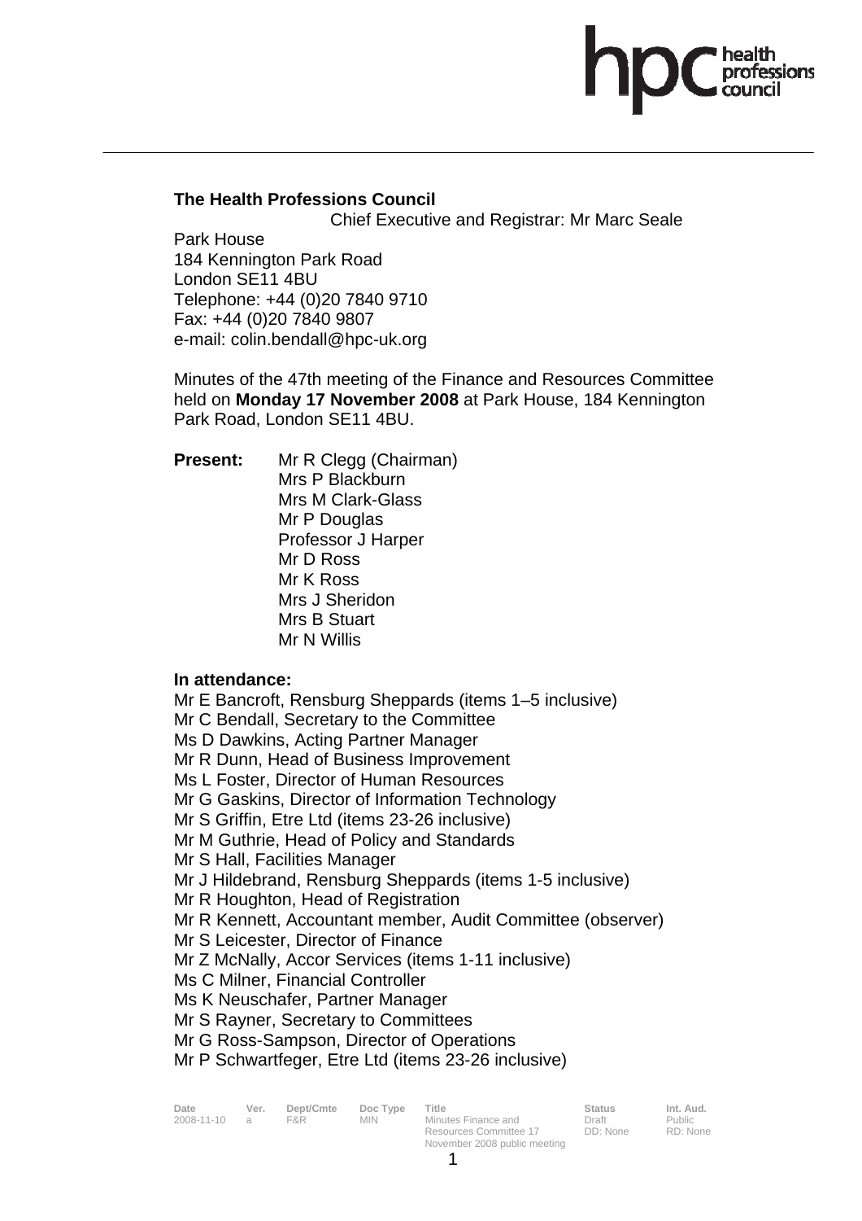**The Health Professions Council**

Chief Executive and Registrar: Mr Marc Seale

Park House
184 Kennington Park Road
London SE11 4BU
Telephone: +44 (0)20 7840 9710
Fax: +44 (0)20 7840 9807
e-mail: colin.bendall@hpc-uk.org

Minutes of the 47th meeting of the Finance and Resources Committee held on **Monday 17 November 2008** at Park House, 184 Kennington Park Road, London SE11 4BU.

**Present:** Mr R Clegg (Chairman)
Mrs P Blackburn
Mrs M Clark-Glass
Mr P Douglas
Professor J Harper
Mr D Ross
Mr K Ross
Mrs J Sheridon
Mrs B Stuart
Mr N Willis

**In attendance:**

Mr E Bancroft, Rensburg Sheppards (items 1–5 inclusive)
Mr C Bendall, Secretary to the Committee
Ms D Dawkins, Acting Partner Manager
Mr R Dunn, Head of Business Improvement
Ms L Foster, Director of Human Resources
Mr G Gaskins, Director of Information Technology
Mr S Griffin, Etre Ltd (items 23-26 inclusive)
Mr M Guthrie, Head of Policy and Standards
Mr S Hall, Facilities Manager
Mr J Hildebrand, Rensburg Sheppards (items 1-5 inclusive)
Mr R Houghton, Head of Registration
Mr R Kennett, Accountant member, Audit Committee (observer)
Mr S Leicester, Director of Finance
Mr Z McNally, Accor Services (items 1-11 inclusive)
Ms C Milner, Financial Controller
Ms K Neuschafer, Partner Manager
Mr S Rayner, Secretary to Committees
Mr G Ross-Sampson, Director of Operations
Mr P Schwartfeger, Etre Ltd (items 23-26 inclusive)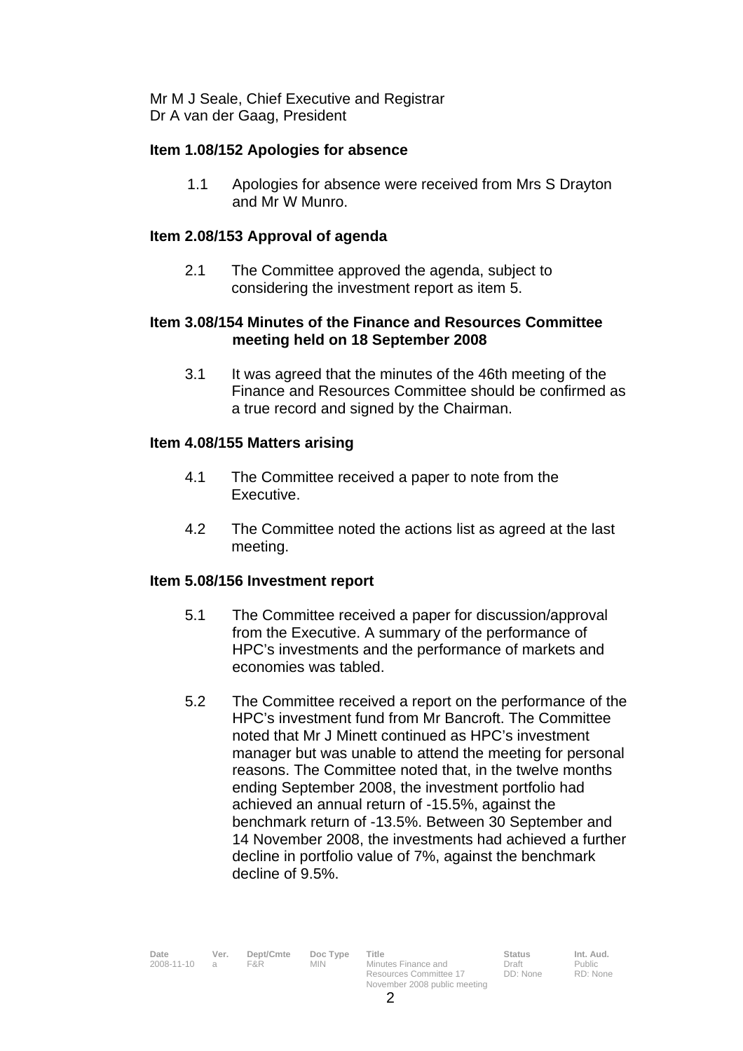Mr M J Seale, Chief Executive and Registrar
Dr A van der Gaag, President

**Item 1.08/152 Apologies for absence**

1.1 Apologies for absence were received from Mrs S Drayton and Mr W Munro.

**Item 2.08/153 Approval of agenda**

2.1 The Committee approved the agenda, subject to considering the investment report as item 5.

**Item 3.08/154 Minutes of the Finance and Resources Committee meeting held on 18 September 2008**

3.1 It was agreed that the minutes of the 46th meeting of the Finance and Resources Committee should be confirmed as a true record and signed by the Chairman.

**Item 4.08/155 Matters arising**

4.1 The Committee received a paper to note from the Executive.

4.2 The Committee noted the actions list as agreed at the last meeting.

**Item 5.08/156 Investment report**

5.1 The Committee received a paper for discussion/approval from the Executive. A summary of the performance of HPC's investments and the performance of markets and economies was tabled.

5.2 The Committee received a report on the performance of the HPC's investment fund from Mr Bancroft. The Committee noted that Mr J Minett continued as HPC's investment manager but was unable to attend the meeting for personal reasons. The Committee noted that, in the twelve months ending September 2008, the investment portfolio had achieved an annual return of -15.5%, against the benchmark return of -13.5%. Between 30 September and 14 November 2008, the investments had achieved a further decline in portfolio value of 7%, against the benchmark decline of 9.5%.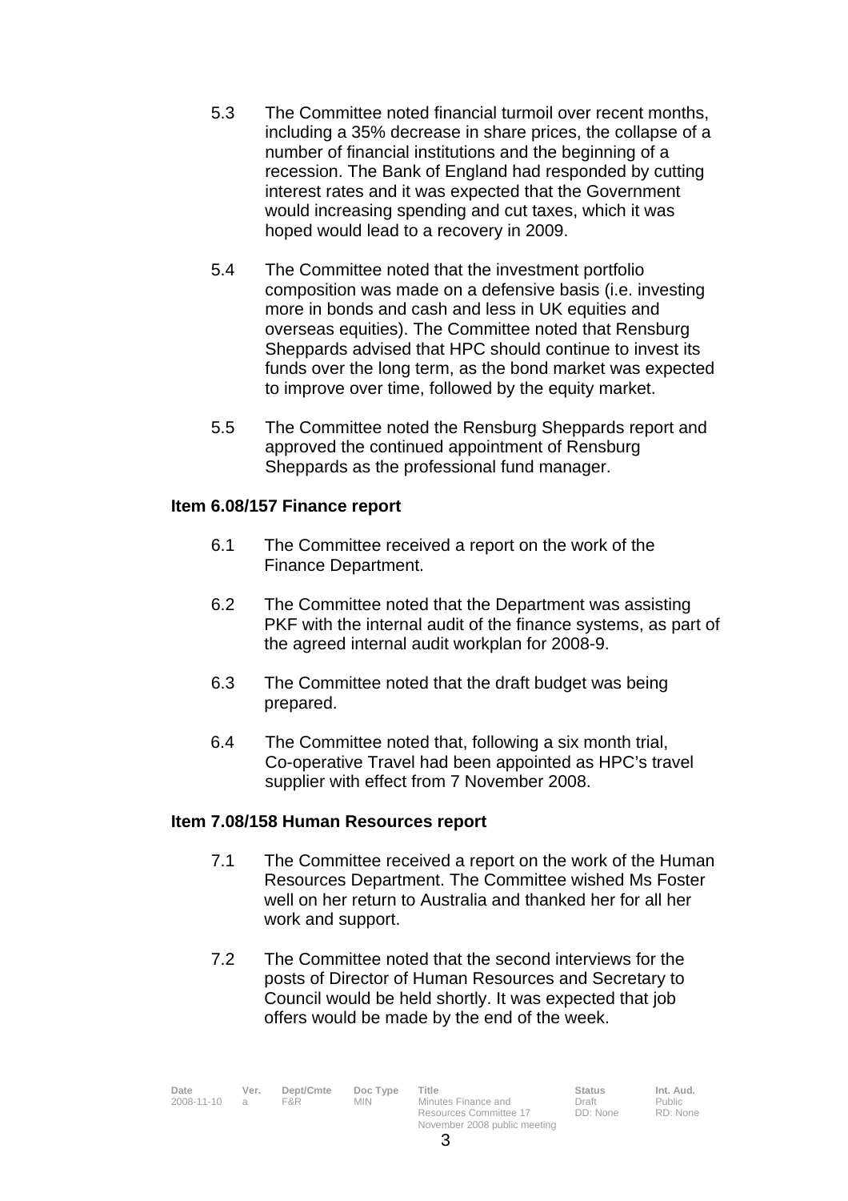5.3 The Committee noted financial turmoil over recent months, including a 35% decrease in share prices, the collapse of a number of financial institutions and the beginning of a recession. The Bank of England had responded by cutting interest rates and it was expected that the Government would increasing spending and cut taxes, which it was hoped would lead to a recovery in 2009.

5.4 The Committee noted that the investment portfolio composition was made on a defensive basis (i.e. investing more in bonds and cash and less in UK equities and overseas equities). The Committee noted that Rensburg Sheppards advised that HPC should continue to invest its funds over the long term, as the bond market was expected to improve over time, followed by the equity market.

5.5 The Committee noted the Rensburg Sheppards report and approved the continued appointment of Rensburg Sheppards as the professional fund manager.

**Item 6.08/157 Finance report**

6.1 The Committee received a report on the work of the Finance Department.

6.2 The Committee noted that the Department was assisting PKF with the internal audit of the finance systems, as part of the agreed internal audit workplan for 2008-9.

6.3 The Committee noted that the draft budget was being prepared.

6.4 The Committee noted that, following a six month trial, Co-operative Travel had been appointed as HPC's travel supplier with effect from 7 November 2008.

**Item 7.08/158 Human Resources report**

7.1 The Committee received a report on the work of the Human Resources Department. The Committee wished Ms Foster well on her return to Australia and thanked her for all her work and support.

7.2 The Committee noted that the second interviews for the posts of Director of Human Resources and Secretary to Council would be held shortly. It was expected that job offers would be made by the end of the week.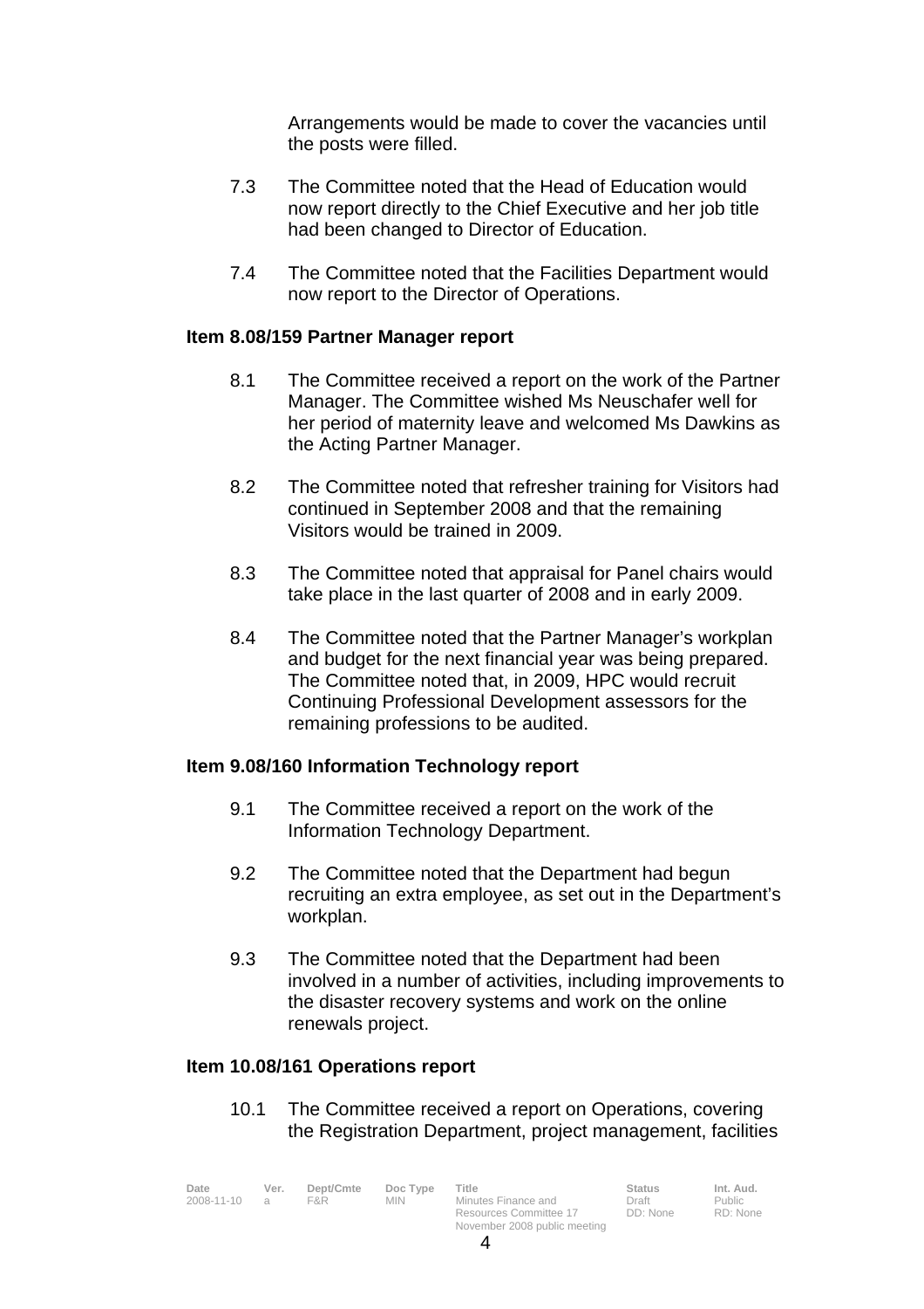Arrangements would be made to cover the vacancies until the posts were filled.

7.3 The Committee noted that the Head of Education would now report directly to the Chief Executive and her job title had been changed to Director of Education.

7.4 The Committee noted that the Facilities Department would now report to the Director of Operations.

**Item 8.08/159 Partner Manager report**

8.1 The Committee received a report on the work of the Partner Manager. The Committee wished Ms Neuschafer well for her period of maternity leave and welcomed Ms Dawkins as the Acting Partner Manager.

8.2 The Committee noted that refresher training for Visitors had continued in September 2008 and that the remaining Visitors would be trained in 2009.

8.3 The Committee noted that appraisal for Panel chairs would take place in the last quarter of 2008 and in early 2009.

8.4 The Committee noted that the Partner Manager's workplan and budget for the next financial year was being prepared. The Committee noted that, in 2009, HPC would recruit Continuing Professional Development assessors for the remaining professions to be audited.

**Item 9.08/160 Information Technology report**

9.1 The Committee received a report on the work of the Information Technology Department.

9.2 The Committee noted that the Department had begun recruiting an extra employee, as set out in the Department's workplan.

9.3 The Committee noted that the Department had been involved in a number of activities, including improvements to the disaster recovery systems and work on the online renewals project.

**Item 10.08/161 Operations report**

10.1 The Committee received a report on Operations, covering the Registration Department, project management, facilities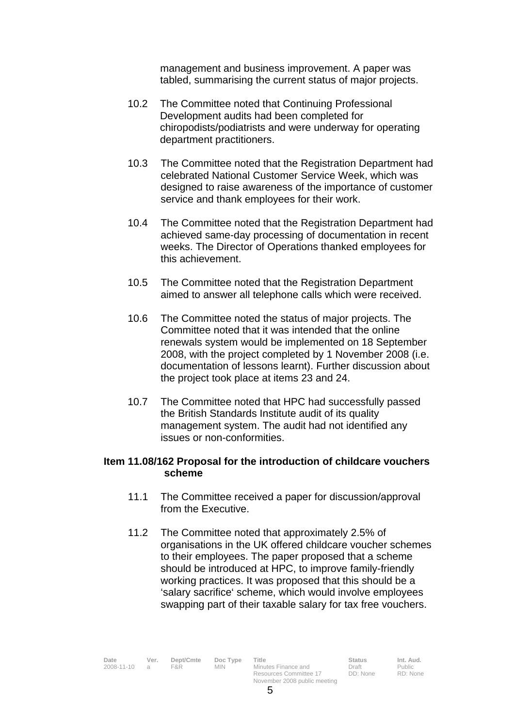management and business improvement. A paper was tabled, summarising the current status of major projects.

10.2 The Committee noted that Continuing Professional Development audits had been completed for chiropodists/podiatrists and were underway for operating department practitioners.

10.3 The Committee noted that the Registration Department had celebrated National Customer Service Week, which was designed to raise awareness of the importance of customer service and thank employees for their work.

10.4 The Committee noted that the Registration Department had achieved same-day processing of documentation in recent weeks. The Director of Operations thanked employees for this achievement.

10.5 The Committee noted that the Registration Department aimed to answer all telephone calls which were received.

10.6 The Committee noted the status of major projects. The Committee noted that it was intended that the online renewals system would be implemented on 18 September 2008, with the project completed by 1 November 2008 (i.e. documentation of lessons learnt). Further discussion about the project took place at items 23 and 24.

10.7 The Committee noted that HPC had successfully passed the British Standards Institute audit of its quality management system. The audit had not identified any issues or non-conformities.

**Item 11.08/162 Proposal for the introduction of childcare vouchers scheme**

11.1 The Committee received a paper for discussion/approval from the Executive.

11.2 The Committee noted that approximately 2.5% of organisations in the UK offered childcare voucher schemes to their employees. The paper proposed that a scheme should be introduced at HPC, to improve family-friendly working practices. It was proposed that this should be a 'salary sacrifice' scheme, which would involve employees swapping part of their taxable salary for tax free vouchers.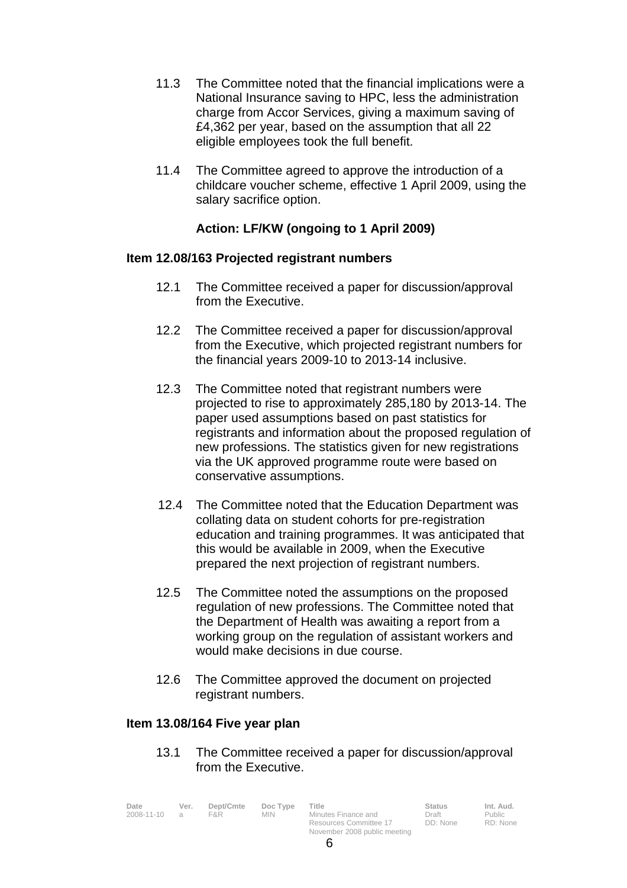11.3 The Committee noted that the financial implications were a National Insurance saving to HPC, less the administration charge from Accor Services, giving a maximum saving of £4,362 per year, based on the assumption that all 22 eligible employees took the full benefit.

11.4 The Committee agreed to approve the introduction of a childcare voucher scheme, effective 1 April 2009, using the salary sacrifice option.

**Action: LF/KW (ongoing to 1 April 2009)**

**Item 12.08/163 Projected registrant numbers**

12.1 The Committee received a paper for discussion/approval from the Executive.

12.2 The Committee received a paper for discussion/approval from the Executive, which projected registrant numbers for the financial years 2009-10 to 2013-14 inclusive.

12.3 The Committee noted that registrant numbers were projected to rise to approximately 285,180 by 2013-14. The paper used assumptions based on past statistics for registrants and information about the proposed regulation of new professions. The statistics given for new registrations via the UK approved programme route were based on conservative assumptions.

12.4 The Committee noted that the Education Department was collating data on student cohorts for pre-registration education and training programmes. It was anticipated that this would be available in 2009, when the Executive prepared the next projection of registrant numbers.

12.5 The Committee noted the assumptions on the proposed regulation of new professions. The Committee noted that the Department of Health was awaiting a report from a working group on the regulation of assistant workers and would make decisions in due course.

12.6 The Committee approved the document on projected registrant numbers.

**Item 13.08/164 Five year plan**

13.1 The Committee received a paper for discussion/approval from the Executive.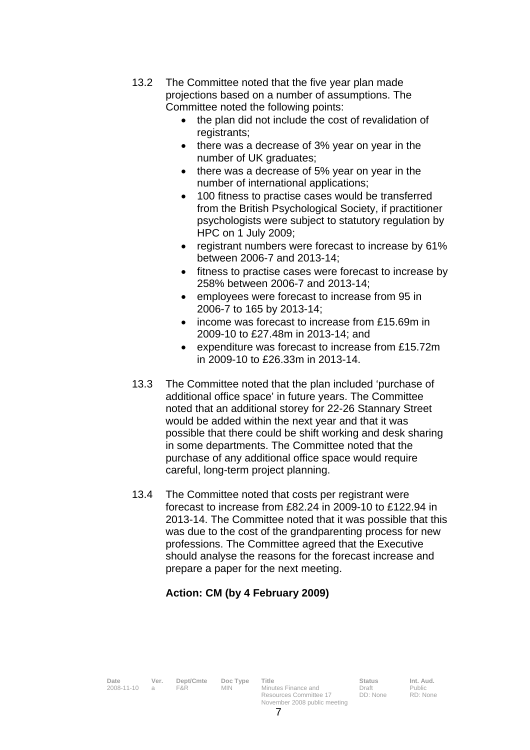13.2 The Committee noted that the five year plan made projections based on a number of assumptions. The Committee noted the following points:

- the plan did not include the cost of revalidation of registrants;
- there was a decrease of 3% year on year in the number of UK graduates;
- there was a decrease of 5% year on year in the number of international applications;
- 100 fitness to practise cases would be transferred from the British Psychological Society, if practitioner psychologists were subject to statutory regulation by HPC on 1 July 2009;
- registrant numbers were forecast to increase by 61% between 2006-7 and 2013-14;
- fitness to practise cases were forecast to increase by 258% between 2006-7 and 2013-14;
- employees were forecast to increase from 95 in 2006-7 to 165 by 2013-14;
- income was forecast to increase from £15.69m in 2009-10 to £27.48m in 2013-14; and
- expenditure was forecast to increase from £15.72m in 2009-10 to £26.33m in 2013-14.

13.3 The Committee noted that the plan included 'purchase of additional office space' in future years. The Committee noted that an additional storey for 22-26 Stannary Street would be added within the next year and that it was possible that there could be shift working and desk sharing in some departments. The Committee noted that the purchase of any additional office space would require careful, long-term project planning.

13.4 The Committee noted that costs per registrant were forecast to increase from £82.24 in 2009-10 to £122.94 in 2013-14. The Committee noted that it was possible that this was due to the cost of the grandparenting process for new professions. The Committee agreed that the Executive should analyse the reasons for the forecast increase and prepare a paper for the next meeting.

**Action: CM (by 4 February 2009)**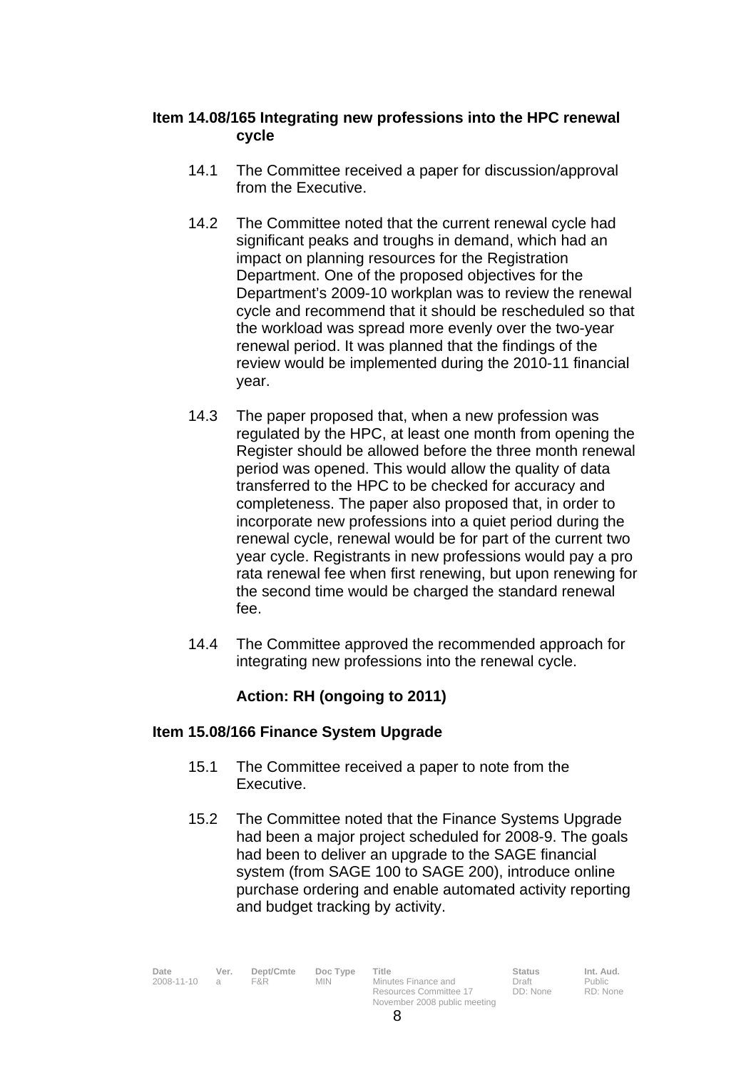**Item 14.08/165 Integrating new professions into the HPC renewal cycle**

14.1 The Committee received a paper for discussion/approval from the Executive.

14.2 The Committee noted that the current renewal cycle had significant peaks and troughs in demand, which had an impact on planning resources for the Registration Department. One of the proposed objectives for the Department's 2009-10 workplan was to review the renewal cycle and recommend that it should be rescheduled so that the workload was spread more evenly over the two-year renewal period. It was planned that the findings of the review would be implemented during the 2010-11 financial year.

14.3 The paper proposed that, when a new profession was regulated by the HPC, at least one month from opening the Register should be allowed before the three month renewal period was opened. This would allow the quality of data transferred to the HPC to be checked for accuracy and completeness. The paper also proposed that, in order to incorporate new professions into a quiet period during the renewal cycle, renewal would be for part of the current two year cycle. Registrants in new professions would pay a pro rata renewal fee when first renewing, but upon renewing for the second time would be charged the standard renewal fee.

14.4 The Committee approved the recommended approach for integrating new professions into the renewal cycle.

**Action: RH (ongoing to 2011)**

**Item 15.08/166 Finance System Upgrade**

15.1 The Committee received a paper to note from the Executive.

15.2 The Committee noted that the Finance Systems Upgrade had been a major project scheduled for 2008-9. The goals had been to deliver an upgrade to the SAGE financial system (from SAGE 100 to SAGE 200), introduce online purchase ordering and enable automated activity reporting and budget tracking by activity.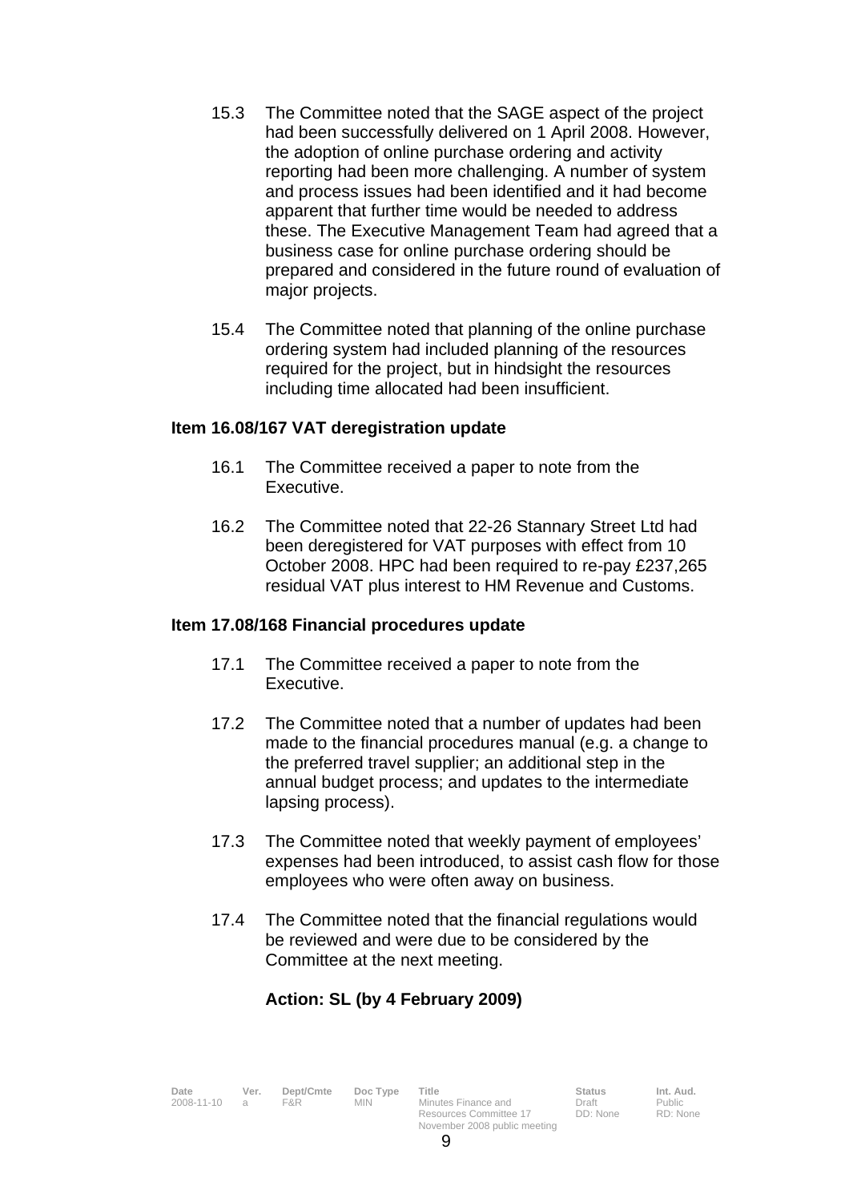15.3 The Committee noted that the SAGE aspect of the project had been successfully delivered on 1 April 2008. However, the adoption of online purchase ordering and activity reporting had been more challenging. A number of system and process issues had been identified and it had become apparent that further time would be needed to address these. The Executive Management Team had agreed that a business case for online purchase ordering should be prepared and considered in the future round of evaluation of major projects.

15.4 The Committee noted that planning of the online purchase ordering system had included planning of the resources required for the project, but in hindsight the resources including time allocated had been insufficient.

**Item 16.08/167 VAT deregistration update**

16.1 The Committee received a paper to note from the Executive.

16.2 The Committee noted that 22-26 Stannary Street Ltd had been deregistered for VAT purposes with effect from 10 October 2008. HPC had been required to re-pay £237,265 residual VAT plus interest to HM Revenue and Customs.

**Item 17.08/168 Financial procedures update**

17.1 The Committee received a paper to note from the Executive.

17.2 The Committee noted that a number of updates had been made to the financial procedures manual (e.g. a change to the preferred travel supplier; an additional step in the annual budget process; and updates to the intermediate lapsing process).

17.3 The Committee noted that weekly payment of employees' expenses had been introduced, to assist cash flow for those employees who were often away on business.

17.4 The Committee noted that the financial regulations would be reviewed and were due to be considered by the Committee at the next meeting.

**Action: SL (by 4 February 2009)**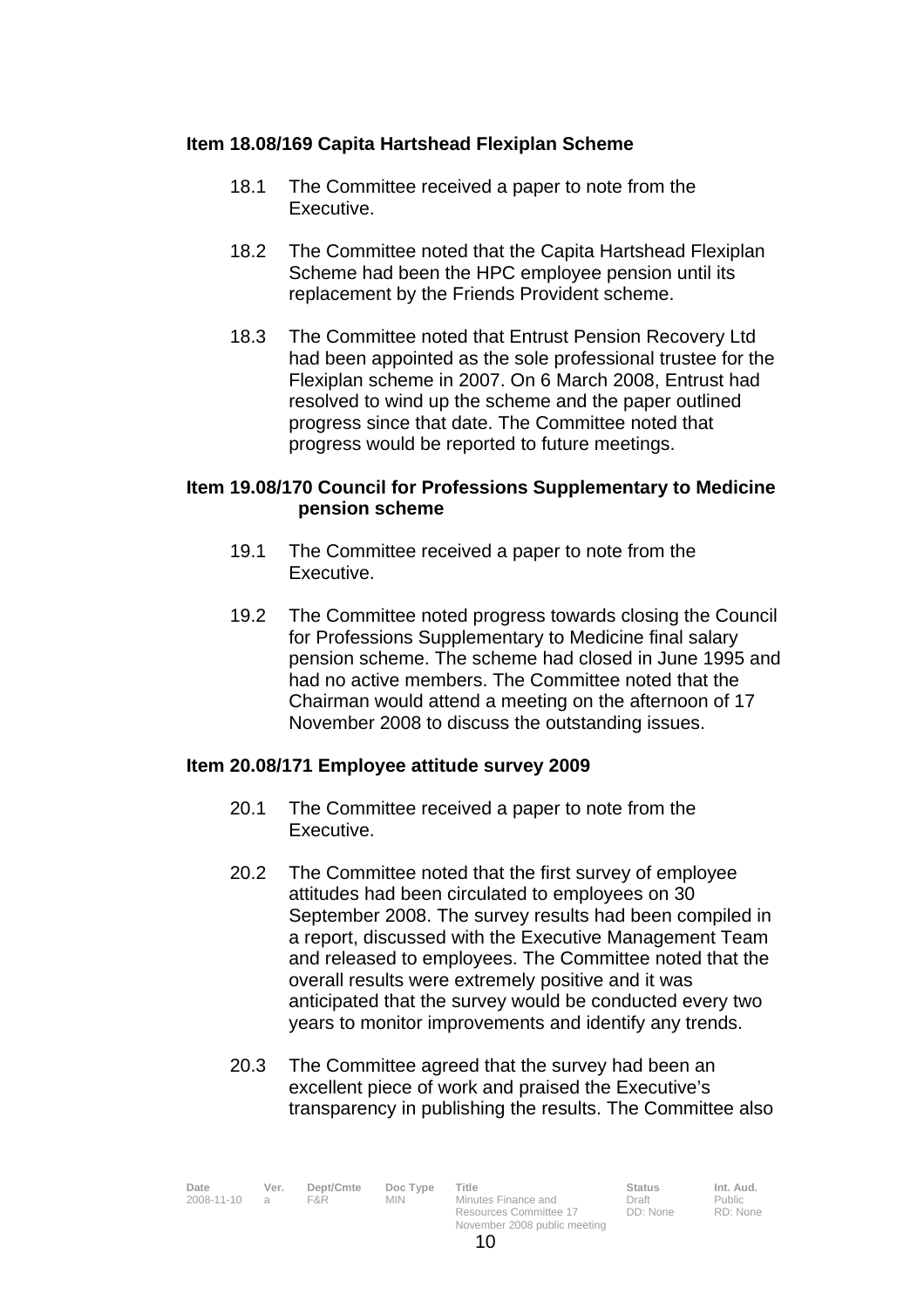**Item 18.08/169 Capita Hartshead Flexiplan Scheme**

18.1 The Committee received a paper to note from the Executive.

18.2 The Committee noted that the Capita Hartshead Flexiplan Scheme had been the HPC employee pension until its replacement by the Friends Provident scheme.

18.3 The Committee noted that Entrust Pension Recovery Ltd had been appointed as the sole professional trustee for the Flexiplan scheme in 2007. On 6 March 2008, Entrust had resolved to wind up the scheme and the paper outlined progress since that date. The Committee noted that progress would be reported to future meetings.

**Item 19.08/170 Council for Professions Supplementary to Medicine pension scheme**

19.1 The Committee received a paper to note from the Executive.

19.2 The Committee noted progress towards closing the Council for Professions Supplementary to Medicine final salary pension scheme. The scheme had closed in June 1995 and had no active members. The Committee noted that the Chairman would attend a meeting on the afternoon of 17 November 2008 to discuss the outstanding issues.

**Item 20.08/171 Employee attitude survey 2009**

20.1 The Committee received a paper to note from the Executive.

20.2 The Committee noted that the first survey of employee attitudes had been circulated to employees on 30 September 2008. The survey results had been compiled in a report, discussed with the Executive Management Team and released to employees. The Committee noted that the overall results were extremely positive and it was anticipated that the survey would be conducted every two years to monitor improvements and identify any trends.

20.3 The Committee agreed that the survey had been an excellent piece of work and praised the Executive's transparency in publishing the results. The Committee also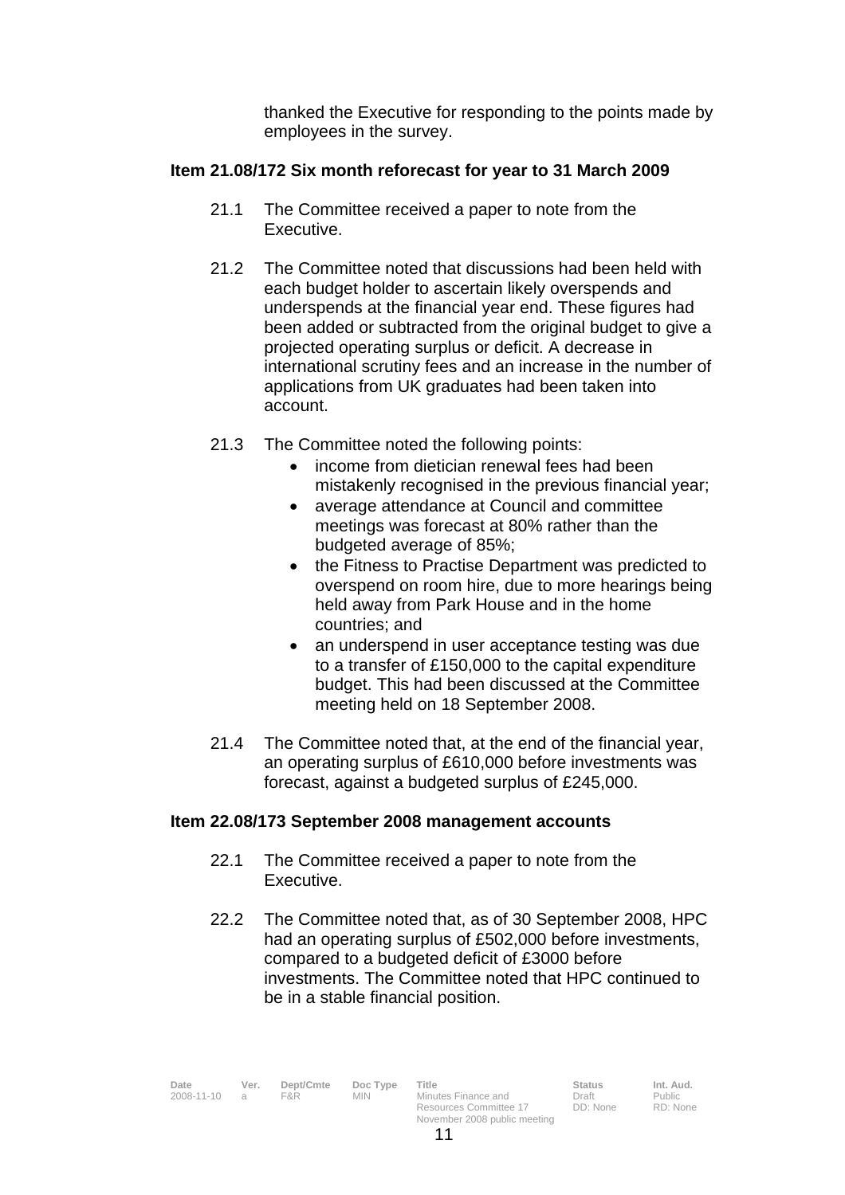thanked the Executive for responding to the points made by employees in the survey.

**Item 21.08/172 Six month reforecast for year to 31 March 2009**

21.1 The Committee received a paper to note from the Executive.

21.2 The Committee noted that discussions had been held with each budget holder to ascertain likely overspends and underspends at the financial year end. These figures had been added or subtracted from the original budget to give a projected operating surplus or deficit. A decrease in international scrutiny fees and an increase in the number of applications from UK graduates had been taken into account.

21.3 The Committee noted the following points:

- income from dietician renewal fees had been mistakenly recognised in the previous financial year;
- average attendance at Council and committee meetings was forecast at 80% rather than the budgeted average of 85%;
- the Fitness to Practise Department was predicted to overspend on room hire, due to more hearings being held away from Park House and in the home countries; and
- an underspend in user acceptance testing was due to a transfer of £150,000 to the capital expenditure budget. This had been discussed at the Committee meeting held on 18 September 2008.

21.4 The Committee noted that, at the end of the financial year, an operating surplus of £610,000 before investments was forecast, against a budgeted surplus of £245,000.

**Item 22.08/173 September 2008 management accounts**

22.1 The Committee received a paper to note from the Executive.

22.2 The Committee noted that, as of 30 September 2008, HPC had an operating surplus of £502,000 before investments, compared to a budgeted deficit of £3000 before investments. The Committee noted that HPC continued to be in a stable financial position.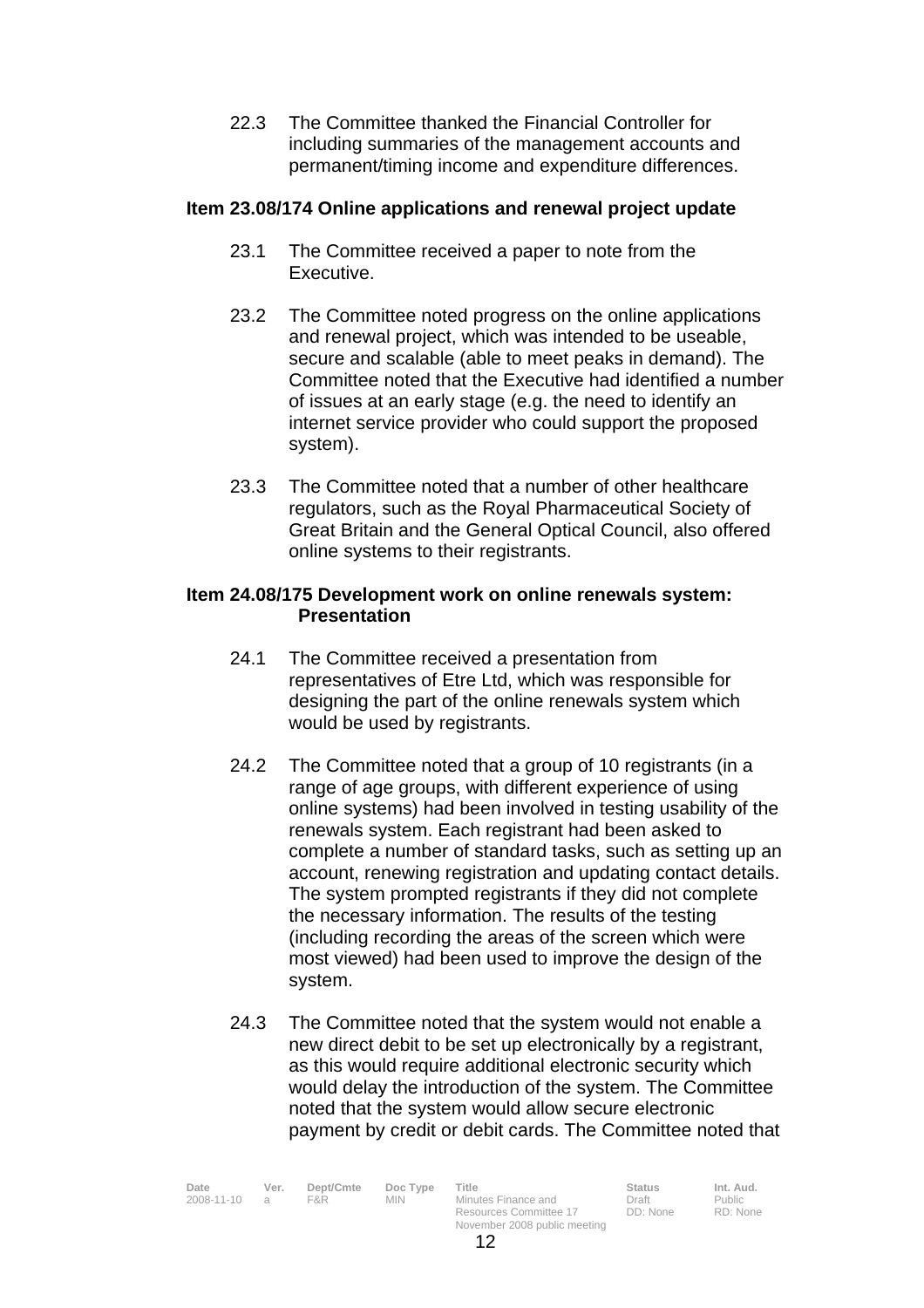22.3 The Committee thanked the Financial Controller for including summaries of the management accounts and permanent/timing income and expenditure differences.

**Item 23.08/174 Online applications and renewal project update**

23.1 The Committee received a paper to note from the Executive.

23.2 The Committee noted progress on the online applications and renewal project, which was intended to be useable, secure and scalable (able to meet peaks in demand). The Committee noted that the Executive had identified a number of issues at an early stage (e.g. the need to identify an internet service provider who could support the proposed system).

23.3 The Committee noted that a number of other healthcare regulators, such as the Royal Pharmaceutical Society of Great Britain and the General Optical Council, also offered online systems to their registrants.

**Item 24.08/175 Development work on online renewals system: Presentation**

24.1 The Committee received a presentation from representatives of Etre Ltd, which was responsible for designing the part of the online renewals system which would be used by registrants.

24.2 The Committee noted that a group of 10 registrants (in a range of age groups, with different experience of using online systems) had been involved in testing usability of the renewals system. Each registrant had been asked to complete a number of standard tasks, such as setting up an account, renewing registration and updating contact details. The system prompted registrants if they did not complete the necessary information. The results of the testing (including recording the areas of the screen which were most viewed) had been used to improve the design of the system.

24.3 The Committee noted that the system would not enable a new direct debit to be set up electronically by a registrant, as this would require additional electronic security which would delay the introduction of the system. The Committee noted that the system would allow secure electronic payment by credit or debit cards. The Committee noted that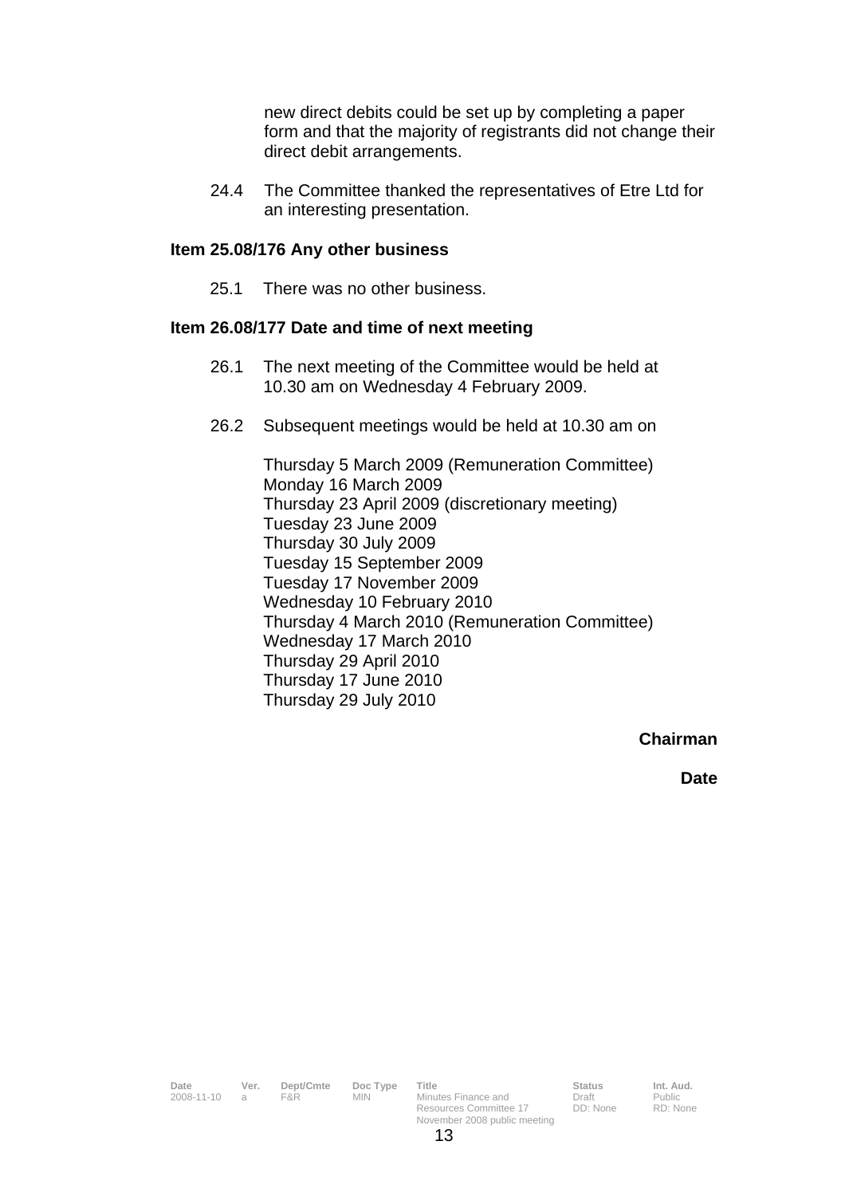new direct debits could be set up by completing a paper form and that the majority of registrants did not change their direct debit arrangements.

24.4 The Committee thanked the representatives of Etre Ltd for an interesting presentation.

**Item 25.08/176 Any other business**

25.1 There was no other business.

**Item 26.08/177 Date and time of next meeting**

26.1 The next meeting of the Committee would be held at 10.30 am on Wednesday 4 February 2009.

26.2 Subsequent meetings would be held at 10.30 am on

Thursday 5 March 2009 (Remuneration Committee)
Monday 16 March 2009
Thursday 23 April 2009 (discretionary meeting)
Tuesday 23 June 2009
Thursday 30 July 2009
Tuesday 15 September 2009
Tuesday 17 November 2009
Wednesday 10 February 2010
Thursday 4 March 2010 (Remuneration Committee)
Wednesday 17 March 2010
Thursday 29 April 2010
Thursday 17 June 2010
Thursday 29 July 2010

**Chairman**

**Date**